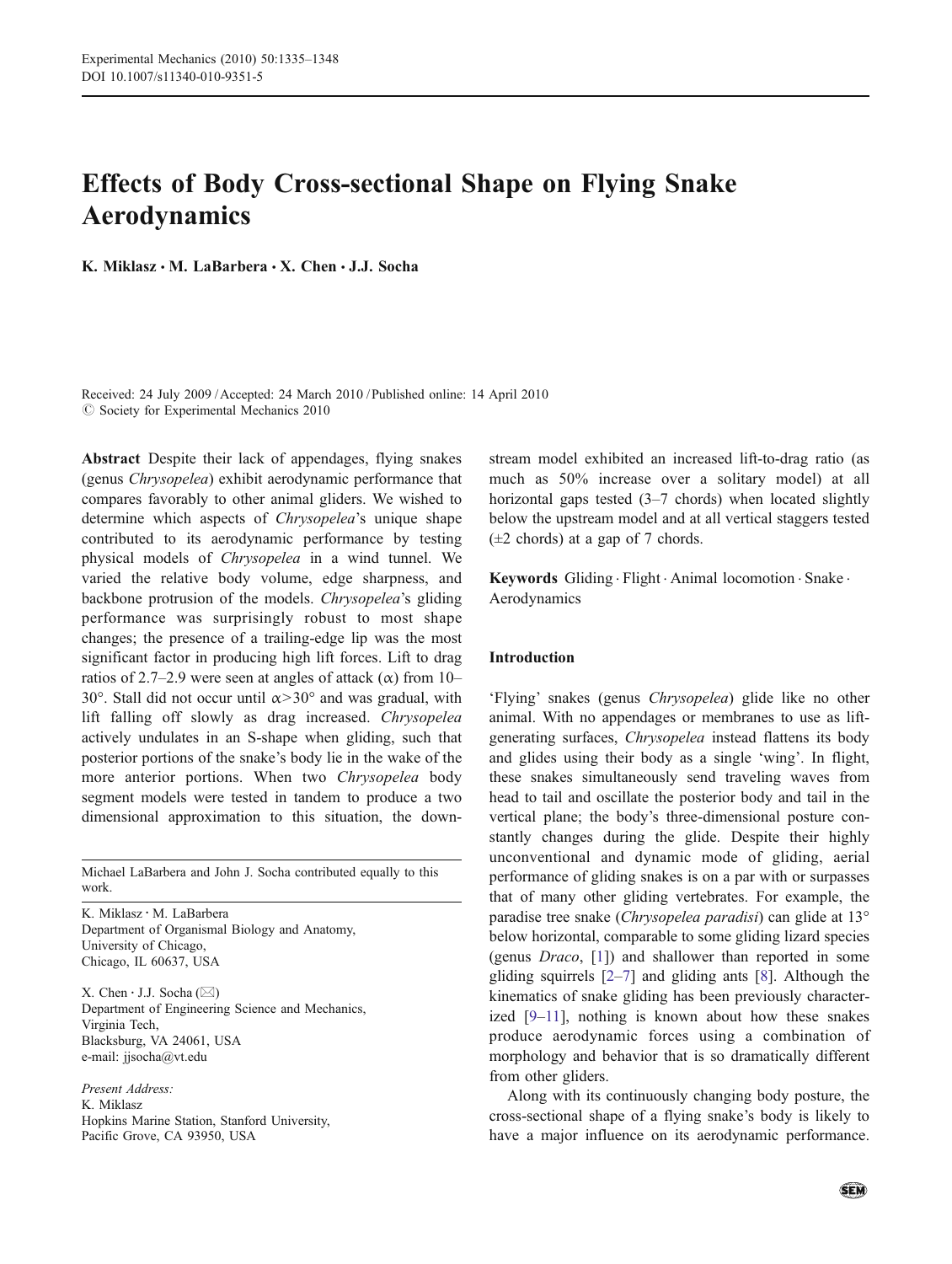# Effects of Body Cross-sectional Shape on Flying Snake Aerodynamics

**K. Miklasz · M. LaBarbera · X. Chen · J.J. Socha**

Received: 24 July 2009 / Accepted: 24 March 2010 / Published online: 14 April 2010
© Society for Experimental Mechanics 2010

**Abstract** Despite their lack of appendages, flying snakes (genus *Chrysopelea*) exhibit aerodynamic performance that compares favorably to other animal gliders. We wished to determine which aspects of *Chrysopelea*'s unique shape contributed to its aerodynamic performance by testing physical models of *Chrysopelea* in a wind tunnel. We varied the relative body volume, edge sharpness, and backbone protrusion of the models. *Chrysopelea*'s gliding performance was surprisingly robust to most shape changes; the presence of a trailing-edge lip was the most significant factor in producing high lift forces. Lift to drag ratios of 2.7–2.9 were seen at angles of attack ($\alpha$) from 10–30°. Stall did not occur until $\alpha > 30°$ and was gradual, with lift falling off slowly as drag increased. *Chrysopelea* actively undulates in an S-shape when gliding, such that posterior portions of the snake's body lie in the wake of the more anterior portions. When two *Chrysopelea* body segment models were tested in tandem to produce a two dimensional approximation to this situation, the downstream model exhibited an increased lift-to-drag ratio (as much as 50% increase over a solitary model) at all horizontal gaps tested (3–7 chords) when located slightly below the upstream model and at all vertical staggers tested (±2 chords) at a gap of 7 chords.

**Keywords** Gliding · Flight · Animal locomotion · Snake · Aerodynamics

Michael LaBarbera and John J. Socha contributed equally to this work.

K. Miklasz · M. LaBarbera
Department of Organismal Biology and Anatomy,
University of Chicago,
Chicago, IL 60637, USA

X. Chen · J.J. Socha (✉)
Department of Engineering Science and Mechanics,
Virginia Tech,
Blacksburg, VA 24061, USA
e-mail: jjsocha@vt.edu

*Present Address:*
K. Miklasz
Hopkins Marine Station, Stanford University,
Pacific Grove, CA 93950, USA

## Introduction

'Flying' snakes (genus *Chrysopelea*) glide like no other animal. With no appendages or membranes to use as lift-generating surfaces, *Chrysopelea* instead flattens its body and glides using their body as a single 'wing'. In flight, these snakes simultaneously send traveling waves from head to tail and oscillate the posterior body and tail in the vertical plane; the body's three-dimensional posture constantly changes during the glide. Despite their highly unconventional and dynamic mode of gliding, aerial performance of gliding snakes is on a par with or surpasses that of many other gliding vertebrates. For example, the paradise tree snake (*Chrysopelea paradisi*) can glide at 13° below horizontal, comparable to some gliding lizard species (genus *Draco*, [1]) and shallower than reported in some gliding squirrels [2–7] and gliding ants [8]. Although the kinematics of snake gliding has been previously characterized [9–11], nothing is known about how these snakes produce aerodynamic forces using a combination of morphology and behavior that is so dramatically different from other gliders.

Along with its continuously changing body posture, the cross-sectional shape of a flying snake's body is likely to have a major influence on its aerodynamic performance.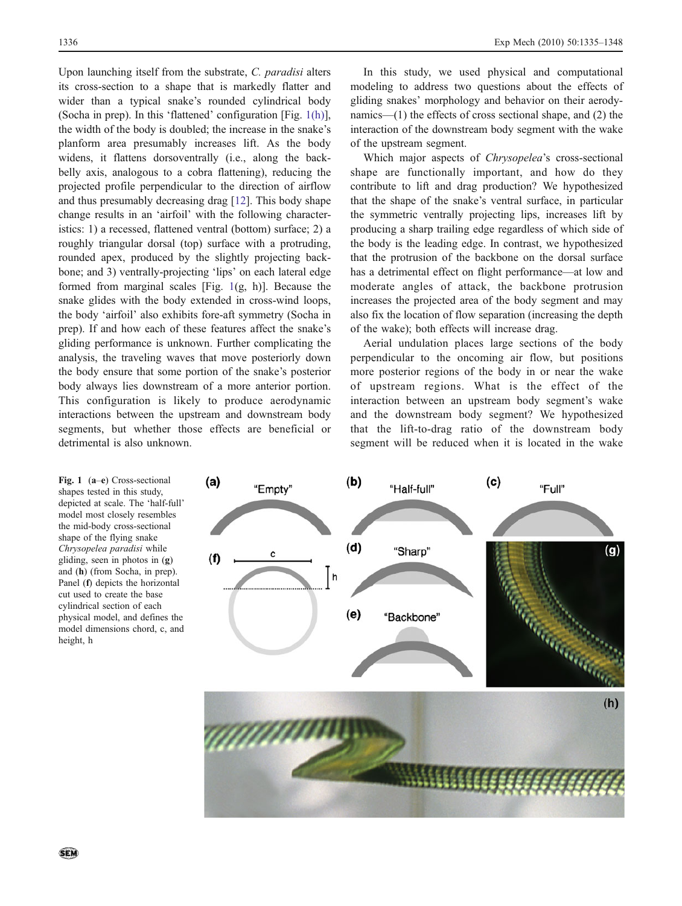Upon launching itself from the substrate, *C. paradisi* alters its cross-section to a shape that is markedly flatter and wider than a typical snake's rounded cylindrical body (Socha in prep). In this 'flattened' configuration [Fig. 1(h)], the width of the body is doubled; the increase in the snake's planform area presumably increases lift. As the body widens, it flattens dorsoventrally (i.e., along the back-belly axis, analogous to a cobra flattening), reducing the projected profile perpendicular to the direction of airflow and thus presumably decreasing drag [12]. This body shape change results in an 'airfoil' with the following characteristics: 1) a recessed, flattened ventral (bottom) surface; 2) a roughly triangular dorsal (top) surface with a protruding, rounded apex, produced by the slightly projecting backbone; and 3) ventrally-projecting 'lips' on each lateral edge formed from marginal scales [Fig. 1(g, h)]. Because the snake glides with the body extended in cross-wind loops, the body 'airfoil' also exhibits fore-aft symmetry (Socha in prep). If and how each of these features affect the snake's gliding performance is unknown. Further complicating the analysis, the traveling waves that move posteriorly down the body ensure that some portion of the snake's posterior body always lies downstream of a more anterior portion. This configuration is likely to produce aerodynamic interactions between the upstream and downstream body segments, but whether those effects are beneficial or detrimental is also unknown.

In this study, we used physical and computational modeling to address two questions about the effects of gliding snakes' morphology and behavior on their aerodynamics—(1) the effects of cross sectional shape, and (2) the interaction of the downstream body segment with the wake of the upstream segment.

Which major aspects of *Chrysopelea*'s cross-sectional shape are functionally important, and how do they contribute to lift and drag production? We hypothesized that the shape of the snake's ventral surface, in particular the symmetric ventrally projecting lips, increases lift by producing a sharp trailing edge regardless of which side of the body is the leading edge. In contrast, we hypothesized that the protrusion of the backbone on the dorsal surface has a detrimental effect on flight performance—at low and moderate angles of attack, the backbone protrusion increases the projected area of the body segment and may also fix the location of flow separation (increasing the depth of the wake); both effects will increase drag.

Aerial undulation places large sections of the body perpendicular to the oncoming air flow, but positions more posterior regions of the body in or near the wake of upstream regions. What is the effect of the interaction between an upstream body segment's wake and the downstream body segment? We hypothesized that the lift-to-drag ratio of the downstream body segment will be reduced when it is located in the wake

(a) "Empty" (b) "Half-full" (c) "Full" (d) "Sharp" (e) "Backbone" (f) c h (g) (h)

**Fig. 1** (**a**–**e**) Cross-sectional shapes tested in this study, depicted at scale. The 'half-full' model most closely resembles the mid-body cross-sectional shape of the flying snake *Chrysopelea paradisi* while gliding, seen in photos in (**g**) and (**h**) (from Socha, in prep). Panel (**f**) depicts the horizontal cut used to create the base cylindrical section of each physical model, and defines the model dimensions chord, c, and height, h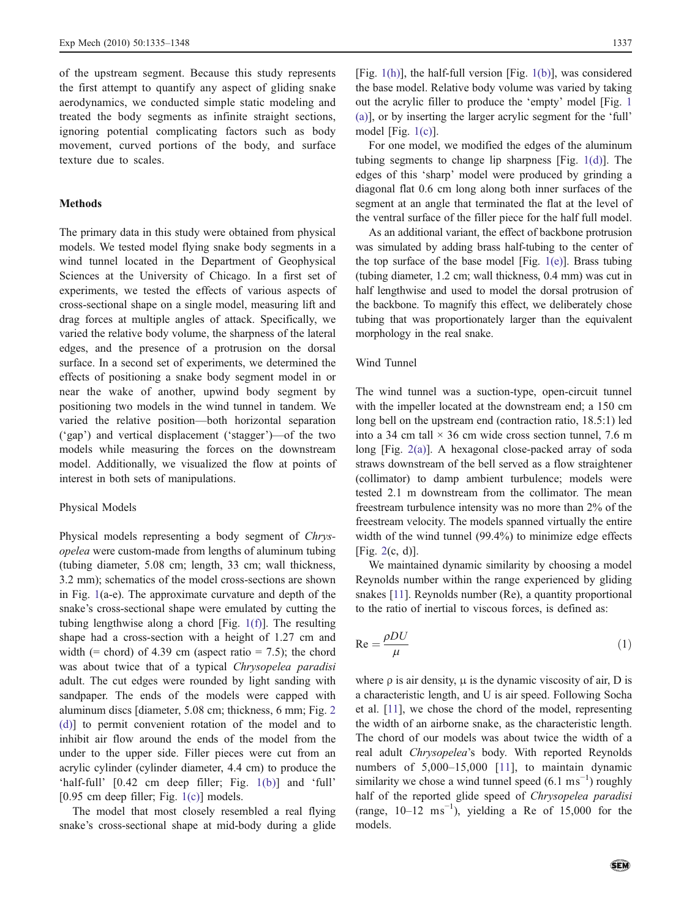of the upstream segment. Because this study represents the first attempt to quantify any aspect of gliding snake aerodynamics, we conducted simple static modeling and treated the body segments as infinite straight sections, ignoring potential complicating factors such as body movement, curved portions of the body, and surface texture due to scales.

## Methods

The primary data in this study were obtained from physical models. We tested model flying snake body segments in a wind tunnel located in the Department of Geophysical Sciences at the University of Chicago. In a first set of experiments, we tested the effects of various aspects of cross-sectional shape on a single model, measuring lift and drag forces at multiple angles of attack. Specifically, we varied the relative body volume, the sharpness of the lateral edges, and the presence of a protrusion on the dorsal surface. In a second set of experiments, we determined the effects of positioning a snake body segment model in or near the wake of another, upwind body segment by positioning two models in the wind tunnel in tandem. We varied the relative position—both horizontal separation ('gap') and vertical displacement ('stagger')—of the two models while measuring the forces on the downstream model. Additionally, we visualized the flow at points of interest in both sets of manipulations.

### Physical Models

Physical models representing a body segment of *Chrysopelea* were custom-made from lengths of aluminum tubing (tubing diameter, 5.08 cm; length, 33 cm; wall thickness, 3.2 mm); schematics of the model cross-sections are shown in Fig. 1(a-e). The approximate curvature and depth of the snake's cross-sectional shape were emulated by cutting the tubing lengthwise along a chord [Fig. 1(f)]. The resulting shape had a cross-section with a height of 1.27 cm and width (= chord) of 4.39 cm (aspect ratio = 7.5); the chord was about twice that of a typical *Chrysopelea paradisi* adult. The cut edges were rounded by light sanding with sandpaper. The ends of the models were capped with aluminum discs [diameter, 5.08 cm; thickness, 6 mm; Fig. 2 (d)] to permit convenient rotation of the model and to inhibit air flow around the ends of the model from the under to the upper side. Filler pieces were cut from an acrylic cylinder (cylinder diameter, 4.4 cm) to produce the 'half-full' [0.42 cm deep filler; Fig. 1(b)] and 'full' [0.95 cm deep filler; Fig. 1(c)] models.

The model that most closely resembled a real flying snake's cross-sectional shape at mid-body during a glide [Fig. 1(h)], the half-full version [Fig. 1(b)], was considered the base model. Relative body volume was varied by taking out the acrylic filler to produce the 'empty' model [Fig. 1 (a)], or by inserting the larger acrylic segment for the 'full' model [Fig. 1(c)].

For one model, we modified the edges of the aluminum tubing segments to change lip sharpness [Fig. 1(d)]. The edges of this 'sharp' model were produced by grinding a diagonal flat 0.6 cm long along both inner surfaces of the segment at an angle that terminated the flat at the level of the ventral surface of the filler piece for the half full model.

As an additional variant, the effect of backbone protrusion was simulated by adding brass half-tubing to the center of the top surface of the base model [Fig. 1(e)]. Brass tubing (tubing diameter, 1.2 cm; wall thickness, 0.4 mm) was cut in half lengthwise and used to model the dorsal protrusion of the backbone. To magnify this effect, we deliberately chose tubing that was proportionately larger than the equivalent morphology in the real snake.

### Wind Tunnel

The wind tunnel was a suction-type, open-circuit tunnel with the impeller located at the downstream end; a 150 cm long bell on the upstream end (contraction ratio, 18.5:1) led into a 34 cm tall × 36 cm wide cross section tunnel, 7.6 m long [Fig. 2(a)]. A hexagonal close-packed array of soda straws downstream of the bell served as a flow straightener (collimator) to damp ambient turbulence; models were tested 2.1 m downstream from the collimator. The mean freestream turbulence intensity was no more than 2% of the freestream velocity. The models spanned virtually the entire width of the wind tunnel (99.4%) to minimize edge effects [Fig. 2(c, d)].

We maintained dynamic similarity by choosing a model Reynolds number within the range experienced by gliding snakes [11]. Reynolds number (Re), a quantity proportional to the ratio of inertial to viscous forces, is defined as:

$$\mathrm{Re} = \frac{\rho D U}{\mu} \tag{1}$$

where ρ is air density, μ is the dynamic viscosity of air, D is a characteristic length, and U is air speed. Following Socha et al. [11], we chose the chord of the model, representing the width of an airborne snake, as the characteristic length. The chord of our models was about twice the width of a real adult *Chrysopelea*'s body. With reported Reynolds numbers of 5,000–15,000 [11], to maintain dynamic similarity we chose a wind tunnel speed (6.1 $\mathrm{ms}^{-1}$) roughly half of the reported glide speed of *Chrysopelea paradisi* (range, 10–12 $\mathrm{ms}^{-1}$), yielding a Re of 15,000 for the models.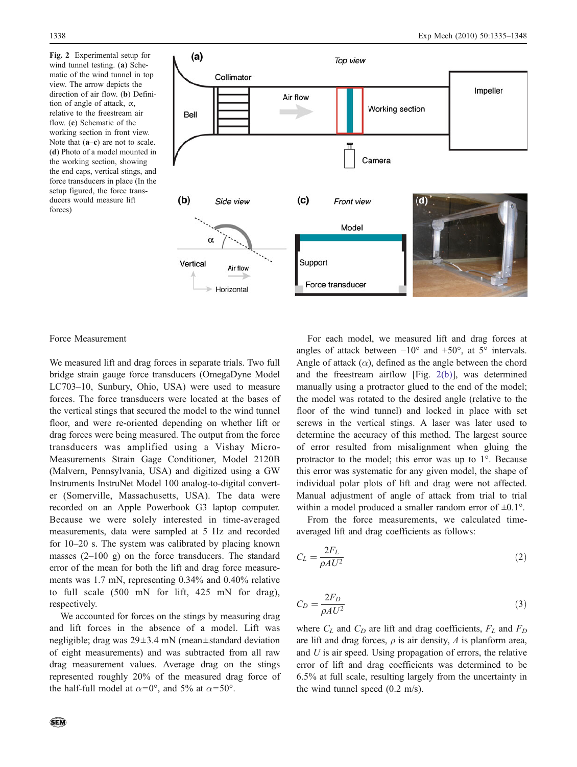**Fig. 2** Experimental setup for wind tunnel testing. (**a**) Schematic of the wind tunnel in top view. The arrow depicts the direction of air flow. (**b**) Definition of angle of attack, α, relative to the freestream air flow. (**c**) Schematic of the working section in front view. Note that (**a**–**c**) are not to scale. (**d**) Photo of a model mounted in the working section, showing the end caps, vertical stings, and force transducers in place (In the setup figured, the force transducers would measure lift forces)

### Force Measurement

We measured lift and drag forces in separate trials. Two full bridge strain gauge force transducers (OmegaDyne Model LC703–10, Sunbury, Ohio, USA) were used to measure forces. The force transducers were located at the bases of the vertical stings that secured the model to the wind tunnel floor, and were re-oriented depending on whether lift or drag forces were being measured. The output from the force transducers was amplified using a Vishay Micro-Measurements Strain Gage Conditioner, Model 2120B (Malvern, Pennsylvania, USA) and digitized using a GW Instruments InstruNet Model 100 analog-to-digital converter (Somerville, Massachusetts, USA). The data were recorded on an Apple Powerbook G3 laptop computer. Because we were solely interested in time-averaged measurements, data were sampled at 5 Hz and recorded for 10–20 s. The system was calibrated by placing known masses (2–100 g) on the force transducers. The standard error of the mean for both the lift and drag force measurements was 1.7 mN, representing 0.34% and 0.40% relative to full scale (500 mN for lift, 425 mN for drag), respectively.

We accounted for forces on the stings by measuring drag and lift forces in the absence of a model. Lift was negligible; drag was 29±3.4 mN (mean±standard deviation of eight measurements) and was subtracted from all raw drag measurement values. Average drag on the stings represented roughly 20% of the measured drag force of the half-full model at $\alpha=0°$, and 5% at $\alpha=50°$.

For each model, we measured lift and drag forces at angles of attack between −10° and +50°, at 5° intervals. Angle of attack ($\alpha$), defined as the angle between the chord and the freestream airflow [Fig. 2(b)], was determined manually using a protractor glued to the end of the model; the model was rotated to the desired angle (relative to the floor of the wind tunnel) and locked in place with set screws in the vertical stings. A laser was later used to determine the accuracy of this method. The largest source of error resulted from misalignment when gluing the protractor to the model; this error was up to 1°. Because this error was systematic for any given model, the shape of individual polar plots of lift and drag were not affected. Manual adjustment of angle of attack from trial to trial within a model produced a smaller random error of ±0.1°.

From the force measurements, we calculated time-averaged lift and drag coefficients as follows:

$$C_L = \frac{2F_L}{\rho A U^2} \tag{2}$$

$$C_D = \frac{2F_D}{\rho A U^2} \tag{3}$$

where $C_L$ and $C_D$ are lift and drag coefficients, $F_L$ and $F_D$ are lift and drag forces, $\rho$ is air density, $A$ is planform area, and $U$ is air speed. Using propagation of errors, the relative error of lift and drag coefficients was determined to be 6.5% at full scale, resulting largely from the uncertainty in the wind tunnel speed (0.2 m/s).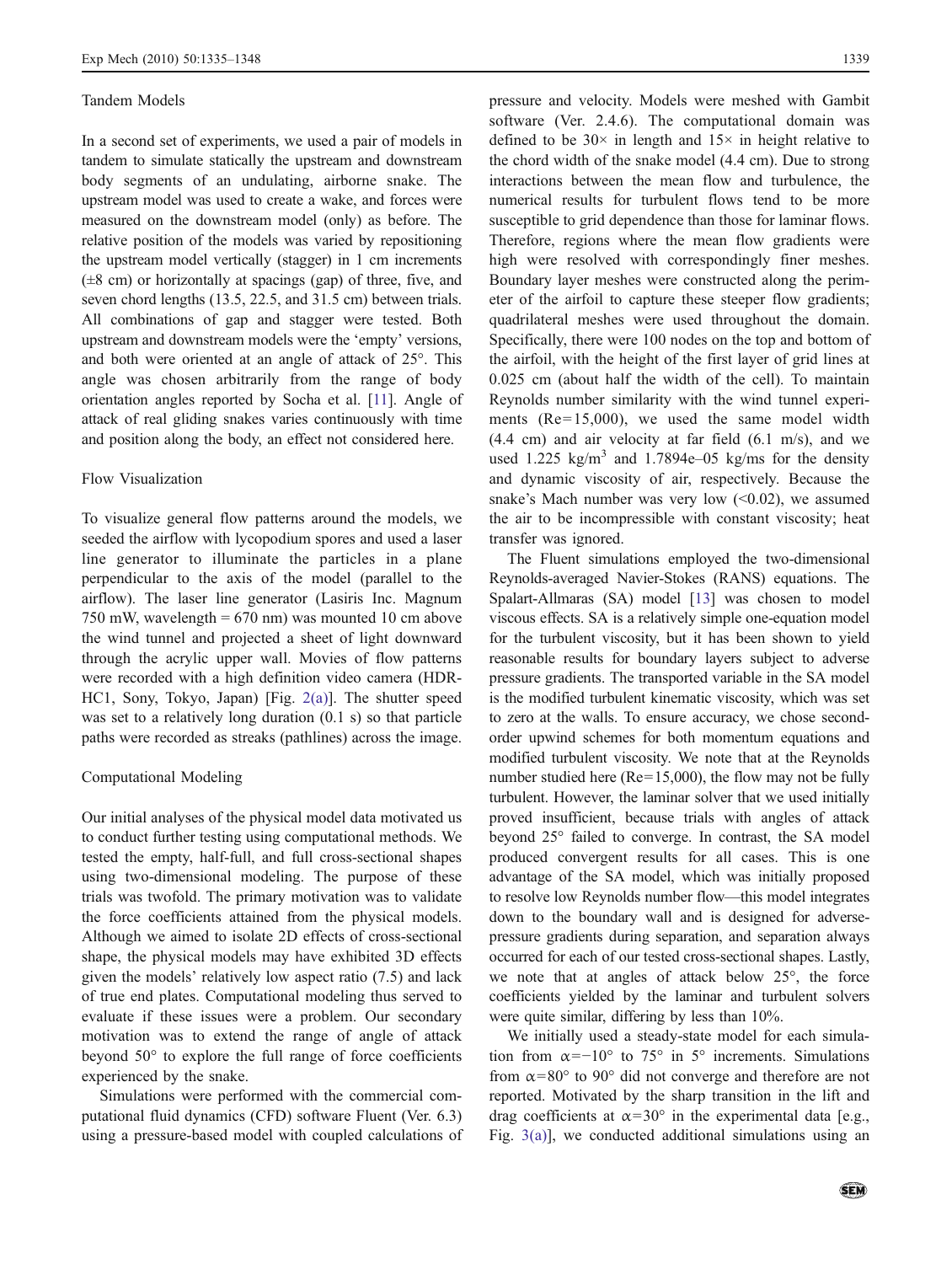### Tandem Models

In a second set of experiments, we used a pair of models in tandem to simulate statically the upstream and downstream body segments of an undulating, airborne snake. The upstream model was used to create a wake, and forces were measured on the downstream model (only) as before. The relative position of the models was varied by repositioning the upstream model vertically (stagger) in 1 cm increments (±8 cm) or horizontally at spacings (gap) of three, five, and seven chord lengths (13.5, 22.5, and 31.5 cm) between trials. All combinations of gap and stagger were tested. Both upstream and downstream models were the 'empty' versions, and both were oriented at an angle of attack of 25°. This angle was chosen arbitrarily from the range of body orientation angles reported by Socha et al. [11]. Angle of attack of real gliding snakes varies continuously with time and position along the body, an effect not considered here.

### Flow Visualization

To visualize general flow patterns around the models, we seeded the airflow with lycopodium spores and used a laser line generator to illuminate the particles in a plane perpendicular to the axis of the model (parallel to the airflow). The laser line generator (Lasiris Inc. Magnum 750 mW, wavelength = 670 nm) was mounted 10 cm above the wind tunnel and projected a sheet of light downward through the acrylic upper wall. Movies of flow patterns were recorded with a high definition video camera (HDR-HC1, Sony, Tokyo, Japan) [Fig. 2(a)]. The shutter speed was set to a relatively long duration (0.1 s) so that particle paths were recorded as streaks (pathlines) across the image.

### Computational Modeling

Our initial analyses of the physical model data motivated us to conduct further testing using computational methods. We tested the empty, half-full, and full cross-sectional shapes using two-dimensional modeling. The purpose of these trials was twofold. The primary motivation was to validate the force coefficients attained from the physical models. Although we aimed to isolate 2D effects of cross-sectional shape, the physical models may have exhibited 3D effects given the models' relatively low aspect ratio (7.5) and lack of true end plates. Computational modeling thus served to evaluate if these issues were a problem. Our secondary motivation was to extend the range of angle of attack beyond 50° to explore the full range of force coefficients experienced by the snake.

Simulations were performed with the commercial computational fluid dynamics (CFD) software Fluent (Ver. 6.3) using a pressure-based model with coupled calculations of pressure and velocity. Models were meshed with Gambit software (Ver. 2.4.6). The computational domain was defined to be 30× in length and 15× in height relative to the chord width of the snake model (4.4 cm). Due to strong interactions between the mean flow and turbulence, the numerical results for turbulent flows tend to be more susceptible to grid dependence than those for laminar flows. Therefore, regions where the mean flow gradients were high were resolved with correspondingly finer meshes. Boundary layer meshes were constructed along the perimeter of the airfoil to capture these steeper flow gradients; quadrilateral meshes were used throughout the domain. Specifically, there were 100 nodes on the top and bottom of the airfoil, with the height of the first layer of grid lines at 0.025 cm (about half the width of the cell). To maintain Reynolds number similarity with the wind tunnel experiments (Re=15,000), we used the same model width (4.4 cm) and air velocity at far field (6.1 m/s), and we used 1.225 kg/m$^3$ and 1.7894e–05 kg/ms for the density and dynamic viscosity of air, respectively. Because the snake's Mach number was very low (<0.02), we assumed the air to be incompressible with constant viscosity; heat transfer was ignored.

The Fluent simulations employed the two-dimensional Reynolds-averaged Navier-Stokes (RANS) equations. The Spalart-Allmaras (SA) model [13] was chosen to model viscous effects. SA is a relatively simple one-equation model for the turbulent viscosity, but it has been shown to yield reasonable results for boundary layers subject to adverse pressure gradients. The transported variable in the SA model is the modified turbulent kinematic viscosity, which was set to zero at the walls. To ensure accuracy, we chose second-order upwind schemes for both momentum equations and modified turbulent viscosity. We note that at the Reynolds number studied here (Re=15,000), the flow may not be fully turbulent. However, the laminar solver that we used initially proved insufficient, because trials with angles of attack beyond 25° failed to converge. In contrast, the SA model produced convergent results for all cases. This is one advantage of the SA model, which was initially proposed to resolve low Reynolds number flow—this model integrates down to the boundary wall and is designed for adverse-pressure gradients during separation, and separation always occurred for each of our tested cross-sectional shapes. Lastly, we note that at angles of attack below 25°, the force coefficients yielded by the laminar and turbulent solvers were quite similar, differing by less than 10%.

We initially used a steady-state model for each simulation from $\alpha$=−10° to 75° in 5° increments. Simulations from $\alpha$=80° to 90° did not converge and therefore are not reported. Motivated by the sharp transition in the lift and drag coefficients at $\alpha$=30° in the experimental data [e.g., Fig. 3(a)], we conducted additional simulations using an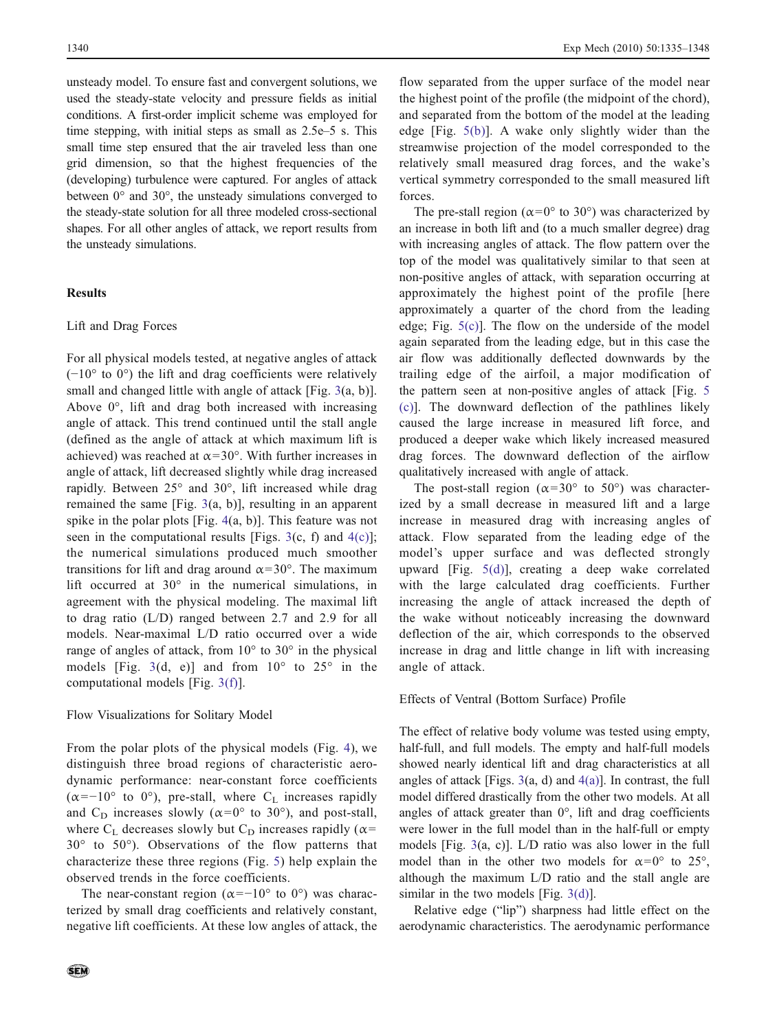unsteady model. To ensure fast and convergent solutions, we used the steady-state velocity and pressure fields as initial conditions. A first-order implicit scheme was employed for time stepping, with initial steps as small as 2.5e–5 s. This small time step ensured that the air traveled less than one grid dimension, so that the highest frequencies of the (developing) turbulence were captured. For angles of attack between 0° and 30°, the unsteady simulations converged to the steady-state solution for all three modeled cross-sectional shapes. For all other angles of attack, we report results from the unsteady simulations.

## Results

### Lift and Drag Forces

For all physical models tested, at negative angles of attack (−10° to 0°) the lift and drag coefficients were relatively small and changed little with angle of attack [Fig. 3(a, b)]. Above 0°, lift and drag both increased with increasing angle of attack. This trend continued until the stall angle (defined as the angle of attack at which maximum lift is achieved) was reached at $\alpha=30°$. With further increases in angle of attack, lift decreased slightly while drag increased rapidly. Between 25° and 30°, lift increased while drag remained the same [Fig. 3(a, b)], resulting in an apparent spike in the polar plots [Fig. 4(a, b)]. This feature was not seen in the computational results [Figs. 3(c, f) and 4(c)]; the numerical simulations produced much smoother transitions for lift and drag around $\alpha=30°$. The maximum lift occurred at 30° in the numerical simulations, in agreement with the physical modeling. The maximal lift to drag ratio (L/D) ranged between 2.7 and 2.9 for all models. Near-maximal L/D ratio occurred over a wide range of angles of attack, from 10° to 30° in the physical models [Fig. 3(d, e)] and from 10° to 25° in the computational models [Fig. 3(f)].

### Flow Visualizations for Solitary Model

From the polar plots of the physical models (Fig. 4), we distinguish three broad regions of characteristic aerodynamic performance: near-constant force coefficients ($\alpha=-10°$ to 0°), pre-stall, where $C_L$ increases rapidly and $C_D$ increases slowly ($\alpha=0°$ to 30°), and post-stall, where $C_L$ decreases slowly but $C_D$ increases rapidly ($\alpha=$ 30° to 50°). Observations of the flow patterns that characterize these three regions (Fig. 5) help explain the observed trends in the force coefficients.

The near-constant region ($\alpha=-10°$ to 0°) was characterized by small drag coefficients and relatively constant, negative lift coefficients. At these low angles of attack, the flow separated from the upper surface of the model near the highest point of the profile (the midpoint of the chord), and separated from the bottom of the model at the leading edge [Fig. 5(b)]. A wake only slightly wider than the streamwise projection of the model corresponded to the relatively small measured drag forces, and the wake's vertical symmetry corresponded to the small measured lift forces.

The pre-stall region ($\alpha=0°$ to 30°) was characterized by an increase in both lift and (to a much smaller degree) drag with increasing angles of attack. The flow pattern over the top of the model was qualitatively similar to that seen at non-positive angles of attack, with separation occurring at approximately the highest point of the profile [here approximately a quarter of the chord from the leading edge; Fig. 5(c)]. The flow on the underside of the model again separated from the leading edge, but in this case the air flow was additionally deflected downwards by the trailing edge of the airfoil, a major modification of the pattern seen at non-positive angles of attack [Fig. 5 (c)]. The downward deflection of the pathlines likely caused the large increase in measured lift force, and produced a deeper wake which likely increased measured drag forces. The downward deflection of the airflow qualitatively increased with angle of attack.

The post-stall region ($\alpha=30°$ to 50°) was characterized by a small decrease in measured lift and a large increase in measured drag with increasing angles of attack. Flow separated from the leading edge of the model's upper surface and was deflected strongly upward [Fig. 5(d)], creating a deep wake correlated with the large calculated drag coefficients. Further increasing the angle of attack increased the depth of the wake without noticeably increasing the downward deflection of the air, which corresponds to the observed increase in drag and little change in lift with increasing angle of attack.

### Effects of Ventral (Bottom Surface) Profile

The effect of relative body volume was tested using empty, half-full, and full models. The empty and half-full models showed nearly identical lift and drag characteristics at all angles of attack [Figs. 3(a, d) and 4(a)]. In contrast, the full model differed drastically from the other two models. At all angles of attack greater than 0°, lift and drag coefficients were lower in the full model than in the half-full or empty models [Fig. 3(a, c)]. L/D ratio was also lower in the full model than in the other two models for $\alpha=0°$ to 25°, although the maximum L/D ratio and the stall angle are similar in the two models [Fig. 3(d)].

Relative edge ("lip") sharpness had little effect on the aerodynamic characteristics. The aerodynamic performance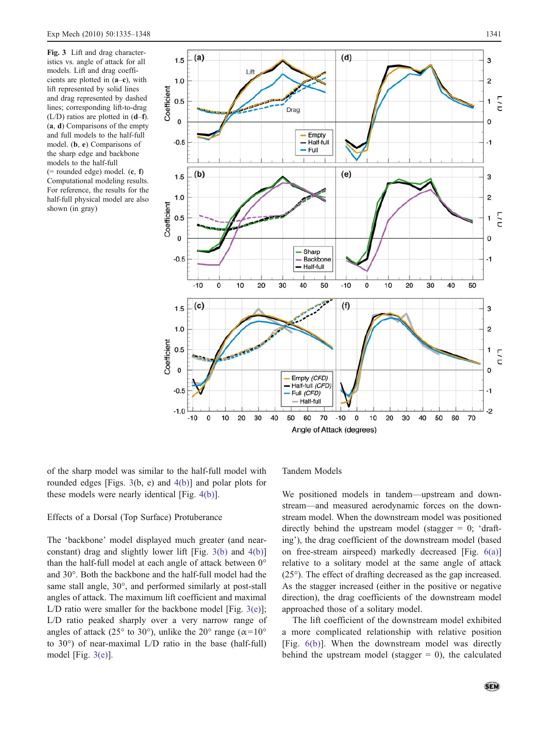**Fig. 3** Lift and drag characteristics vs. angle of attack for all models. Lift and drag coefficients are plotted in (**a**–**c**), with lift represented by solid lines and drag represented by dashed lines; corresponding lift-to-drag (L/D) ratios are plotted in (**d**–**f**). (**a**, **d**) Comparisons of the empty and full models to the half-full model. (**b**, **e**) Comparisons of the sharp edge and backbone models to the half-full (= rounded edge) model. (**c**, **f**) Computational modeling results. For reference, the results for the half-full physical model are also shown (in gray)

of the sharp model was similar to the half-full model with rounded edges [Figs. 3(b, e) and 4(b)] and polar plots for these models were nearly identical [Fig. 4(b)].

### Effects of a Dorsal (Top Surface) Protuberance

The 'backbone' model displayed much greater (and near-constant) drag and slightly lower lift [Fig. 3(b) and 4(b)] than the half-full model at each angle of attack between 0° and 30°. Both the backbone and the half-full model had the same stall angle, 30°, and performed similarly at post-stall angles of attack. The maximum lift coefficient and maximal L/D ratio were smaller for the backbone model [Fig. 3(e)]; L/D ratio peaked sharply over a very narrow range of angles of attack (25° to 30°), unlike the 20° range ($\alpha$=10° to 30°) of near-maximal L/D ratio in the base (half-full) model [Fig. 3(e)].

### Tandem Models

We positioned models in tandem—upstream and downstream—and measured aerodynamic forces on the downstream model. When the downstream model was positioned directly behind the upstream model (stagger = 0; 'drafting'), the drag coefficient of the downstream model (based on free-stream airspeed) markedly decreased [Fig. 6(a)] relative to a solitary model at the same angle of attack (25°). The effect of drafting decreased as the gap increased. As the stagger increased (either in the positive or negative direction), the drag coefficients of the downstream model approached those of a solitary model.

The lift coefficient of the downstream model exhibited a more complicated relationship with relative position [Fig. 6(b)]. When the downstream model was directly behind the upstream model (stagger = 0), the calculated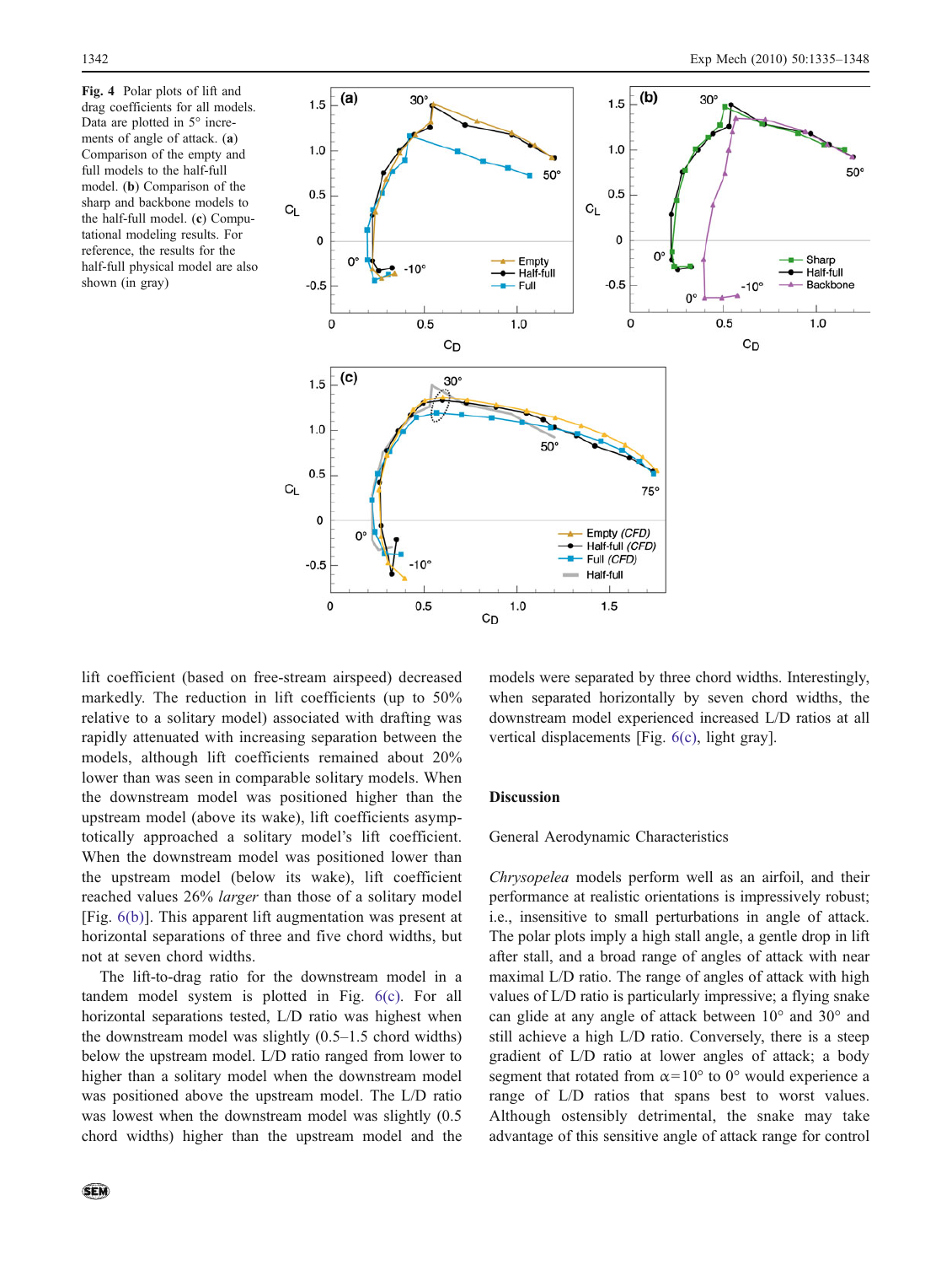**Fig. 4** Polar plots of lift and drag coefficients for all models. Data are plotted in 5° increments of angle of attack. (**a**) Comparison of the empty and full models to the half-full model. (**b**) Comparison of the sharp and backbone models to the half-full model. (**c**) Computational modeling results. For reference, the results for the half-full physical model are also shown (in gray)

lift coefficient (based on free-stream airspeed) decreased markedly. The reduction in lift coefficients (up to 50% relative to a solitary model) associated with drafting was rapidly attenuated with increasing separation between the models, although lift coefficients remained about 20% lower than was seen in comparable solitary models. When the downstream model was positioned higher than the upstream model (above its wake), lift coefficients asymptotically approached a solitary model's lift coefficient. When the downstream model was positioned lower than the upstream model (below its wake), lift coefficient reached values 26% *larger* than those of a solitary model [Fig. 6(b)]. This apparent lift augmentation was present at horizontal separations of three and five chord widths, but not at seven chord widths.

The lift-to-drag ratio for the downstream model in a tandem model system is plotted in Fig. 6(c). For all horizontal separations tested, L/D ratio was highest when the downstream model was slightly (0.5–1.5 chord widths) below the upstream model. L/D ratio ranged from lower to higher than a solitary model when the downstream model was positioned above the upstream model. The L/D ratio was lowest when the downstream model was slightly (0.5 chord widths) higher than the upstream model and the models were separated by three chord widths. Interestingly, when separated horizontally by seven chord widths, the downstream model experienced increased L/D ratios at all vertical displacements [Fig. 6(c), light gray].

## Discussion

### General Aerodynamic Characteristics

*Chrysopelea* models perform well as an airfoil, and their performance at realistic orientations is impressively robust; i.e., insensitive to small perturbations in angle of attack. The polar plots imply a high stall angle, a gentle drop in lift after stall, and a broad range of angles of attack with near maximal L/D ratio. The range of angles of attack with high values of L/D ratio is particularly impressive; a flying snake can glide at any angle of attack between 10° and 30° and still achieve a high L/D ratio. Conversely, there is a steep gradient of L/D ratio at lower angles of attack; a body segment that rotated from $\alpha=10°$ to 0° would experience a range of L/D ratios that spans best to worst values. Although ostensibly detrimental, the snake may take advantage of this sensitive angle of attack range for control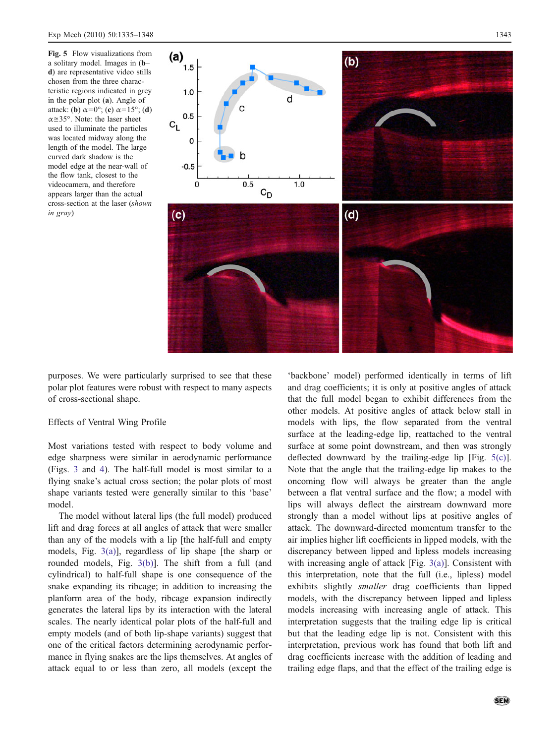**Fig. 5** Flow visualizations from a solitary model. Images in (**b**–**d**) are representative video stills chosen from the three characteristic regions indicated in grey in the polar plot (**a**). Angle of attack: (**b**) $\alpha=0°$; (**c**) $\alpha=15°$; (**d**) $\alpha \cong 35°$. Note: the laser sheet used to illuminate the particles was located midway along the length of the model. The large curved dark shadow is the model edge at the near-wall of the flow tank, closest to the videocamera, and therefore appears larger than the actual cross-section at the laser (*shown in gray*)

purposes. We were particularly surprised to see that these polar plot features were robust with respect to many aspects of cross-sectional shape.

## Effects of Ventral Wing Profile

Most variations tested with respect to body volume and edge sharpness were similar in aerodynamic performance (Figs. 3 and 4). The half-full model is most similar to a flying snake's actual cross section; the polar plots of most shape variants tested were generally similar to this 'base' model.

The model without lateral lips (the full model) produced lift and drag forces at all angles of attack that were smaller than any of the models with a lip [the half-full and empty models, Fig. 3(a)], regardless of lip shape [the sharp or rounded models, Fig. 3(b)]. The shift from a full (and cylindrical) to half-full shape is one consequence of the snake expanding its ribcage; in addition to increasing the planform area of the body, ribcage expansion indirectly generates the lateral lips by its interaction with the lateral scales. The nearly identical polar plots of the half-full and empty models (and of both lip-shape variants) suggest that one of the critical factors determining aerodynamic performance in flying snakes are the lips themselves. At angles of attack equal to or less than zero, all models (except the 'backbone' model) performed identically in terms of lift and drag coefficients; it is only at positive angles of attack that the full model began to exhibit differences from the other models. At positive angles of attack below stall in models with lips, the flow separated from the ventral surface at the leading-edge lip, reattached to the ventral surface at some point downstream, and then was strongly deflected downward by the trailing-edge lip [Fig. 5(c)]. Note that the angle that the trailing-edge lip makes to the oncoming flow will always be greater than the angle between a flat ventral surface and the flow; a model with lips will always deflect the airstream downward more strongly than a model without lips at positive angles of attack. The downward-directed momentum transfer to the air implies higher lift coefficients in lipped models, with the discrepancy between lipped and lipless models increasing with increasing angle of attack [Fig. 3(a)]. Consistent with this interpretation, note that the full (i.e., lipless) model exhibits slightly *smaller* drag coefficients than lipped models, with the discrepancy between lipped and lipless models increasing with increasing angle of attack. This interpretation suggests that the trailing edge lip is critical but that the leading edge lip is not. Consistent with this interpretation, previous work has found that both lift and drag coefficients increase with the addition of leading and trailing edge flaps, and that the effect of the trailing edge is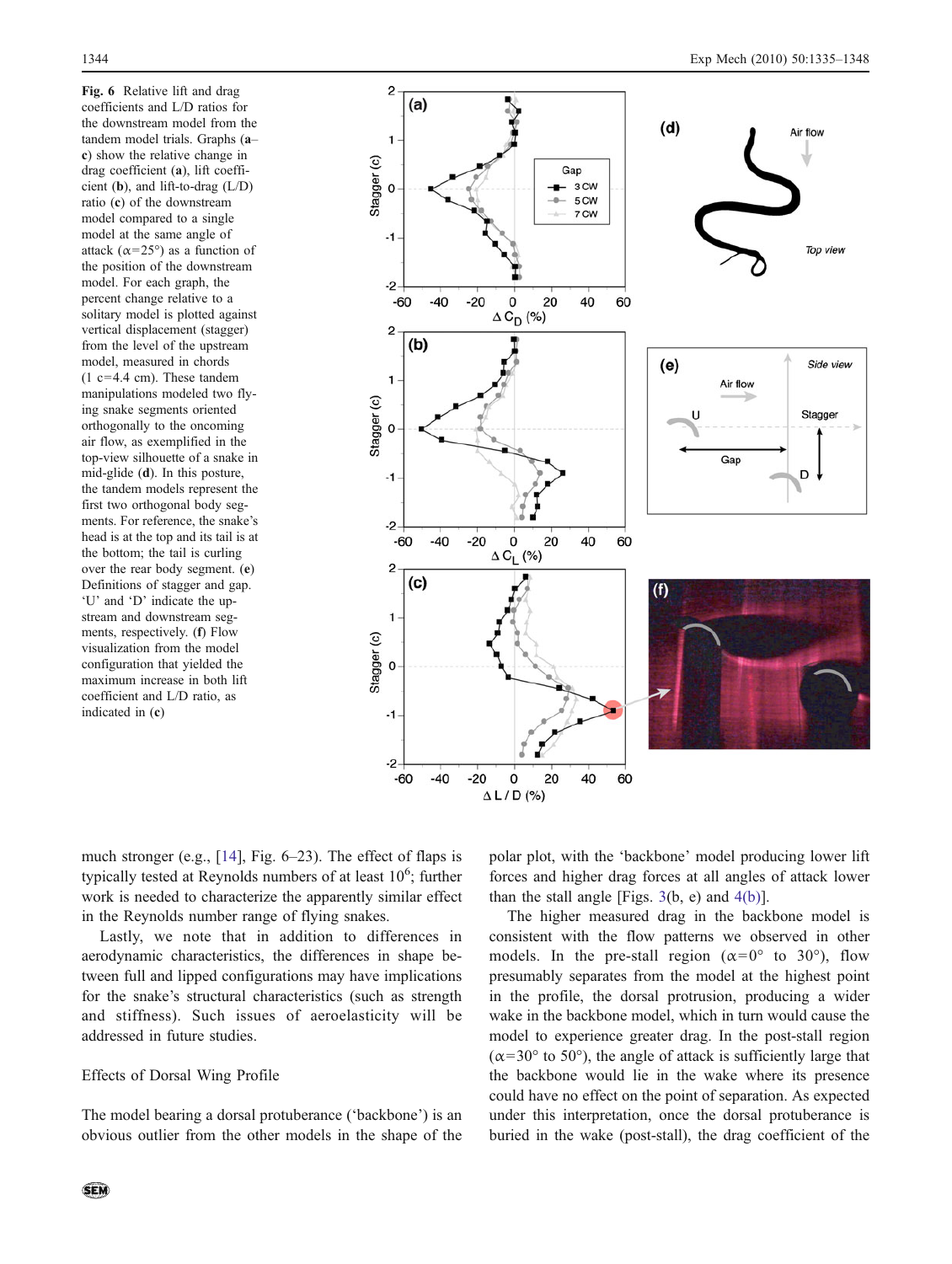**Fig. 6** Relative lift and drag coefficients and L/D ratios for the downstream model from the tandem model trials. Graphs (**a**–**c**) show the relative change in drag coefficient (**a**), lift coefficient (**b**), and lift-to-drag (L/D) ratio (**c**) of the downstream model compared to a single model at the same angle of attack ($\alpha$=25°) as a function of the position of the downstream model. For each graph, the percent change relative to a solitary model is plotted against vertical displacement (stagger) from the level of the upstream model, measured in chords (1 c=4.4 cm). These tandem manipulations modeled two flying snake segments oriented orthogonally to the oncoming air flow, as exemplified in the top-view silhouette of a snake in mid-glide (**d**). In this posture, the tandem models represent the first two orthogonal body segments. For reference, the snake's head is at the top and its tail is at the bottom; the tail is curling over the rear body segment. (**e**) Definitions of stagger and gap. 'U' and 'D' indicate the upstream and downstream segments, respectively. (**f**) Flow visualization from the model configuration that yielded the maximum increase in both lift coefficient and L/D ratio, as indicated in (**c**)

much stronger (e.g., [14], Fig. 6–23). The effect of flaps is typically tested at Reynolds numbers of at least $10^6$; further work is needed to characterize the apparently similar effect in the Reynolds number range of flying snakes.

Lastly, we note that in addition to differences in aerodynamic characteristics, the differences in shape between full and lipped configurations may have implications for the snake's structural characteristics (such as strength and stiffness). Such issues of aeroelasticity will be addressed in future studies.

## Effects of Dorsal Wing Profile

The model bearing a dorsal protuberance ('backbone') is an obvious outlier from the other models in the shape of the polar plot, with the 'backbone' model producing lower lift forces and higher drag forces at all angles of attack lower than the stall angle [Figs. 3(b, e) and 4(b)].

The higher measured drag in the backbone model is consistent with the flow patterns we observed in other models. In the pre-stall region ($\alpha$=0° to 30°), flow presumably separates from the model at the highest point in the profile, the dorsal protrusion, producing a wider wake in the backbone model, which in turn would cause the model to experience greater drag. In the post-stall region ($\alpha$=30° to 50°), the angle of attack is sufficiently large that the backbone would lie in the wake where its presence could have no effect on the point of separation. As expected under this interpretation, once the dorsal protuberance is buried in the wake (post-stall), the drag coefficient of the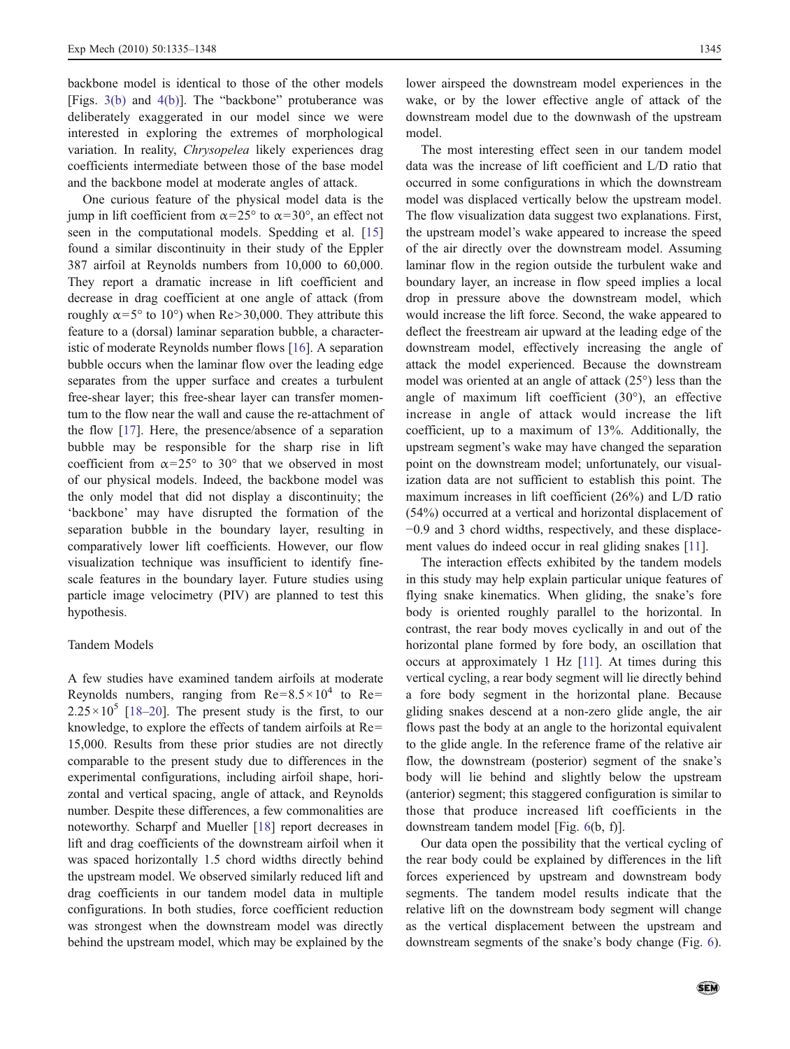backbone model is identical to those of the other models [Figs. 3(b) and 4(b)]. The "backbone" protuberance was deliberately exaggerated in our model since we were interested in exploring the extremes of morphological variation. In reality, *Chrysopelea* likely experiences drag coefficients intermediate between those of the base model and the backbone model at moderate angles of attack.

One curious feature of the physical model data is the jump in lift coefficient from $\alpha=25°$ to $\alpha=30°$, an effect not seen in the computational models. Spedding et al. [15] found a similar discontinuity in their study of the Eppler 387 airfoil at Reynolds numbers from 10,000 to 60,000. They report a dramatic increase in lift coefficient and decrease in drag coefficient at one angle of attack (from roughly $\alpha=5°$ to 10°) when Re>30,000. They attribute this feature to a (dorsal) laminar separation bubble, a characteristic of moderate Reynolds number flows [16]. A separation bubble occurs when the laminar flow over the leading edge separates from the upper surface and creates a turbulent free-shear layer; this free-shear layer can transfer momentum to the flow near the wall and cause the re-attachment of the flow [17]. Here, the presence/absence of a separation bubble may be responsible for the sharp rise in lift coefficient from $\alpha=25°$ to 30° that we observed in most of our physical models. Indeed, the backbone model was the only model that did not display a discontinuity; the 'backbone' may have disrupted the formation of the separation bubble in the boundary layer, resulting in comparatively lower lift coefficients. However, our flow visualization technique was insufficient to identify fine-scale features in the boundary layer. Future studies using particle image velocimetry (PIV) are planned to test this hypothesis.

## Tandem Models

A few studies have examined tandem airfoils at moderate Reynolds numbers, ranging from $Re=8.5\times10^4$ to $Re=2.25\times10^5$ [18–20]. The present study is the first, to our knowledge, to explore the effects of tandem airfoils at Re=15,000. Results from these prior studies are not directly comparable to the present study due to differences in the experimental configurations, including airfoil shape, horizontal and vertical spacing, angle of attack, and Reynolds number. Despite these differences, a few commonalities are noteworthy. Scharpf and Mueller [18] report decreases in lift and drag coefficients of the downstream airfoil when it was spaced horizontally 1.5 chord widths directly behind the upstream model. We observed similarly reduced lift and drag coefficients in our tandem model data in multiple configurations. In both studies, force coefficient reduction was strongest when the downstream model was directly behind the upstream model, which may be explained by the lower airspeed the downstream model experiences in the wake, or by the lower effective angle of attack of the downstream model due to the downwash of the upstream model.

The most interesting effect seen in our tandem model data was the increase of lift coefficient and L/D ratio that occurred in some configurations in which the downstream model was displaced vertically below the upstream model. The flow visualization data suggest two explanations. First, the upstream model's wake appeared to increase the speed of the air directly over the downstream model. Assuming laminar flow in the region outside the turbulent wake and boundary layer, an increase in flow speed implies a local drop in pressure above the downstream model, which would increase the lift force. Second, the wake appeared to deflect the freestream air upward at the leading edge of the downstream model, effectively increasing the angle of attack the model experienced. Because the downstream model was oriented at an angle of attack (25°) less than the angle of maximum lift coefficient (30°), an effective increase in angle of attack would increase the lift coefficient, up to a maximum of 13%. Additionally, the upstream segment's wake may have changed the separation point on the downstream model; unfortunately, our visualization data are not sufficient to establish this point. The maximum increases in lift coefficient (26%) and L/D ratio (54%) occurred at a vertical and horizontal displacement of −0.9 and 3 chord widths, respectively, and these displacement values do indeed occur in real gliding snakes [11].

The interaction effects exhibited by the tandem models in this study may help explain particular unique features of flying snake kinematics. When gliding, the snake's fore body is oriented roughly parallel to the horizontal. In contrast, the rear body moves cyclically in and out of the horizontal plane formed by fore body, an oscillation that occurs at approximately 1 Hz [11]. At times during this vertical cycling, a rear body segment will lie directly behind a fore body segment in the horizontal plane. Because gliding snakes descend at a non-zero glide angle, the air flows past the body at an angle to the horizontal equivalent to the glide angle. In the reference frame of the relative air flow, the downstream (posterior) segment of the snake's body will lie behind and slightly below the upstream (anterior) segment; this staggered configuration is similar to those that produce increased lift coefficients in the downstream tandem model [Fig. 6(b, f)].

Our data open the possibility that the vertical cycling of the rear body could be explained by differences in the lift forces experienced by upstream and downstream body segments. The tandem model results indicate that the relative lift on the downstream body segment will change as the vertical displacement between the upstream and downstream segments of the snake's body change (Fig. 6).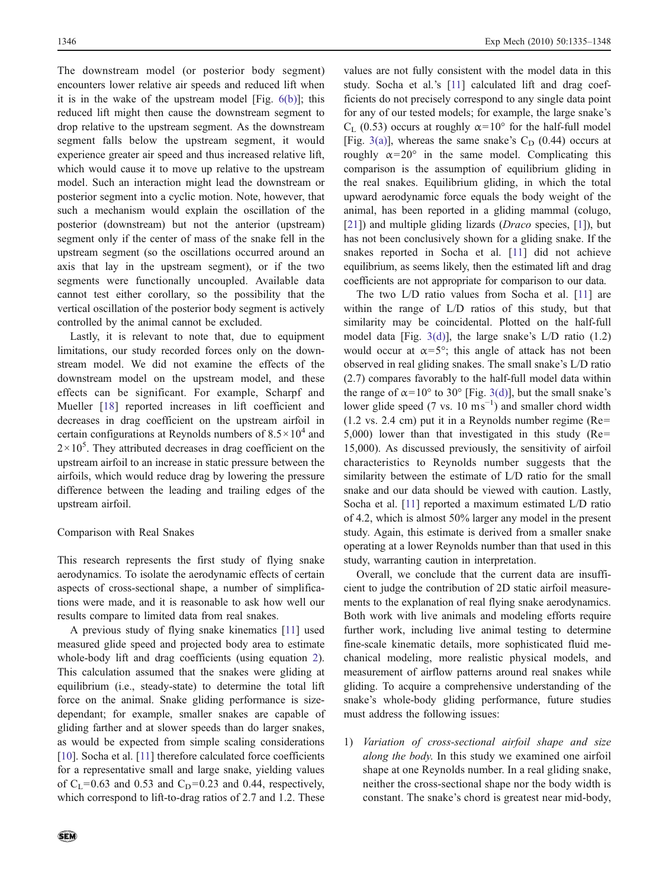The downstream model (or posterior body segment) encounters lower relative air speeds and reduced lift when it is in the wake of the upstream model [Fig. 6(b)]; this reduced lift might then cause the downstream segment to drop relative to the upstream segment. As the downstream segment falls below the upstream segment, it would experience greater air speed and thus increased relative lift, which would cause it to move up relative to the upstream model. Such an interaction might lead the downstream or posterior segment into a cyclic motion. Note, however, that such a mechanism would explain the oscillation of the posterior (downstream) but not the anterior (upstream) segment only if the center of mass of the snake fell in the upstream segment (so the oscillations occurred around an axis that lay in the upstream segment), or if the two segments were functionally uncoupled. Available data cannot test either corollary, so the possibility that the vertical oscillation of the posterior body segment is actively controlled by the animal cannot be excluded.

Lastly, it is relevant to note that, due to equipment limitations, our study recorded forces only on the downstream model. We did not examine the effects of the downstream model on the upstream model, and these effects can be significant. For example, Scharpf and Mueller [18] reported increases in lift coefficient and decreases in drag coefficient on the upstream airfoil in certain configurations at Reynolds numbers of $8.5 \times 10^4$ and $2 \times 10^5$. They attributed decreases in drag coefficient on the upstream airfoil to an increase in static pressure between the airfoils, which would reduce drag by lowering the pressure difference between the leading and trailing edges of the upstream airfoil.

## Comparison with Real Snakes

This research represents the first study of flying snake aerodynamics. To isolate the aerodynamic effects of certain aspects of cross-sectional shape, a number of simplifications were made, and it is reasonable to ask how well our results compare to limited data from real snakes.

A previous study of flying snake kinematics [11] used measured glide speed and projected body area to estimate whole-body lift and drag coefficients (using equation 2). This calculation assumed that the snakes were gliding at equilibrium (i.e., steady-state) to determine the total lift force on the animal. Snake gliding performance is size-dependant; for example, smaller snakes are capable of gliding farther and at slower speeds than do larger snakes, as would be expected from simple scaling considerations [10]. Socha et al. [11] therefore calculated force coefficients for a representative small and large snake, yielding values of $C_L$=0.63 and 0.53 and $C_D$=0.23 and 0.44, respectively, which correspond to lift-to-drag ratios of 2.7 and 1.2. These values are not fully consistent with the model data in this study. Socha et al.'s [11] calculated lift and drag coefficients do not precisely correspond to any single data point for any of our tested models; for example, the large snake's $C_L$ (0.53) occurs at roughly $\alpha$=10° for the half-full model [Fig. 3(a)], whereas the same snake's $C_D$ (0.44) occurs at roughly $\alpha$=20° in the same model. Complicating this comparison is the assumption of equilibrium gliding in the real snakes. Equilibrium gliding, in which the total upward aerodynamic force equals the body weight of the animal, has been reported in a gliding mammal (colugo, [21]) and multiple gliding lizards (*Draco* species, [1]), but has not been conclusively shown for a gliding snake. If the snakes reported in Socha et al. [11] did not achieve equilibrium, as seems likely, then the estimated lift and drag coefficients are not appropriate for comparison to our data.

The two L/D ratio values from Socha et al. [11] are within the range of L/D ratios of this study, but that similarity may be coincidental. Plotted on the half-full model data [Fig. 3(d)], the large snake's L/D ratio (1.2) would occur at $\alpha$=5°; this angle of attack has not been observed in real gliding snakes. The small snake's L/D ratio (2.7) compares favorably to the half-full model data within the range of $\alpha$=10° to 30° [Fig. 3(d)], but the small snake's lower glide speed (7 vs. 10 m s$^{-1}$) and smaller chord width (1.2 vs. 2.4 cm) put it in a Reynolds number regime (Re=5,000) lower than that investigated in this study (Re=15,000). As discussed previously, the sensitivity of airfoil characteristics to Reynolds number suggests that the similarity between the estimate of L/D ratio for the small snake and our data should be viewed with caution. Lastly, Socha et al. [11] reported a maximum estimated L/D ratio of 4.2, which is almost 50% larger any model in the present study. Again, this estimate is derived from a smaller snake operating at a lower Reynolds number than that used in this study, warranting caution in interpretation.

Overall, we conclude that the current data are insufficient to judge the contribution of 2D static airfoil measurements to the explanation of real flying snake aerodynamics. Both work with live animals and modeling efforts require further work, including live animal testing to determine fine-scale kinematic details, more sophisticated fluid mechanical modeling, more realistic physical models, and measurement of airflow patterns around real snakes while gliding. To acquire a comprehensive understanding of the snake's whole-body gliding performance, future studies must address the following issues:

1) *Variation of cross-sectional airfoil shape and size along the body*. In this study we examined one airfoil shape at one Reynolds number. In a real gliding snake, neither the cross-sectional shape nor the body width is constant. The snake's chord is greatest near mid-body,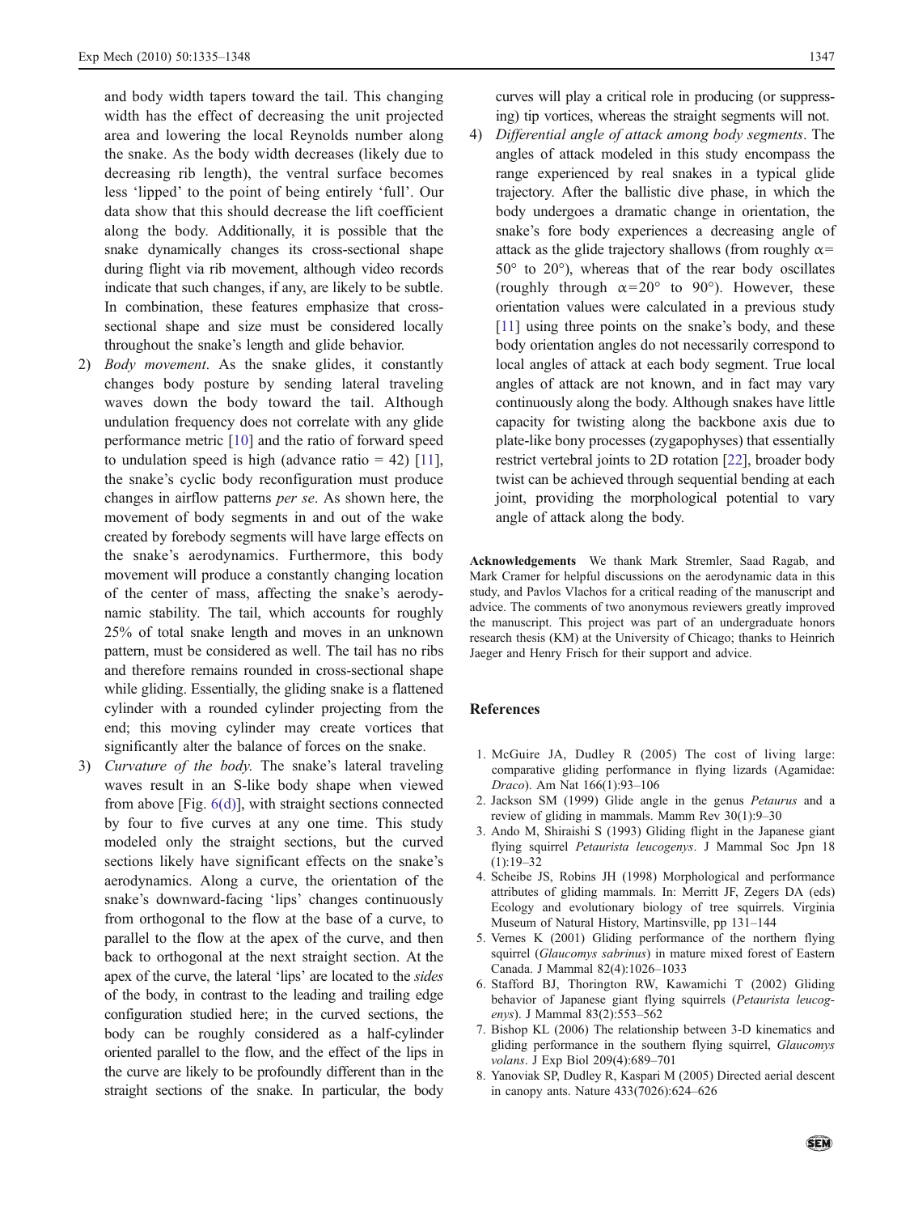and body width tapers toward the tail. This changing width has the effect of decreasing the unit projected area and lowering the local Reynolds number along the snake. As the body width decreases (likely due to decreasing rib length), the ventral surface becomes less 'lipped' to the point of being entirely 'full'. Our data show that this should decrease the lift coefficient along the body. Additionally, it is possible that the snake dynamically changes its cross-sectional shape during flight via rib movement, although video records indicate that such changes, if any, are likely to be subtle. In combination, these features emphasize that cross-sectional shape and size must be considered locally throughout the snake's length and glide behavior.

2) *Body movement*. As the snake glides, it constantly changes body posture by sending lateral traveling waves down the body toward the tail. Although undulation frequency does not correlate with any glide performance metric [10] and the ratio of forward speed to undulation speed is high (advance ratio = 42) [11], the snake's cyclic body reconfiguration must produce changes in airflow patterns *per se*. As shown here, the movement of body segments in and out of the wake created by forebody segments will have large effects on the snake's aerodynamics. Furthermore, this body movement will produce a constantly changing location of the center of mass, affecting the snake's aerodynamic stability. The tail, which accounts for roughly 25% of total snake length and moves in an unknown pattern, must be considered as well. The tail has no ribs and therefore remains rounded in cross-sectional shape while gliding. Essentially, the gliding snake is a flattened cylinder with a rounded cylinder projecting from the end; this moving cylinder may create vortices that significantly alter the balance of forces on the snake.

3) *Curvature of the body*. The snake's lateral traveling waves result in an S-like body shape when viewed from above [Fig. 6(d)], with straight sections connected by four to five curves at any one time. This study modeled only the straight sections, but the curved sections likely have significant effects on the snake's aerodynamics. Along a curve, the orientation of the snake's downward-facing 'lips' changes continuously from orthogonal to the flow at the base of a curve, to parallel to the flow at the apex of the curve, and then back to orthogonal at the next straight section. At the apex of the curve, the lateral 'lips' are located to the *sides* of the body, in contrast to the leading and trailing edge configuration studied here; in the curved sections, the body can be roughly considered as a half-cylinder oriented parallel to the flow, and the effect of the lips in the curve are likely to be profoundly different than in the straight sections of the snake. In particular, the body curves will play a critical role in producing (or suppressing) tip vortices, whereas the straight segments will not.

4) *Differential angle of attack among body segments*. The angles of attack modeled in this study encompass the range experienced by real snakes in a typical glide trajectory. After the ballistic dive phase, in which the body undergoes a dramatic change in orientation, the snake's fore body experiences a decreasing angle of attack as the glide trajectory shallows (from roughly $\alpha$= 50° to 20°), whereas that of the rear body oscillates (roughly through $\alpha$=20° to 90°). However, these orientation values were calculated in a previous study [11] using three points on the snake's body, and these body orientation angles do not necessarily correspond to local angles of attack at each body segment. True local angles of attack are not known, and in fact may vary continuously along the body. Although snakes have little capacity for twisting along the backbone axis due to plate-like bony processes (zygapophyses) that essentially restrict vertebral joints to 2D rotation [22], broader body twist can be achieved through sequential bending at each joint, providing the morphological potential to vary angle of attack along the body.

**Acknowledgements** We thank Mark Stremler, Saad Ragab, and Mark Cramer for helpful discussions on the aerodynamic data in this study, and Pavlos Vlachos for a critical reading of the manuscript and advice. The comments of two anonymous reviewers greatly improved the manuscript. This project was part of an undergraduate honors research thesis (KM) at the University of Chicago; thanks to Heinrich Jaeger and Henry Frisch for their support and advice.

## References

1. McGuire JA, Dudley R (2005) The cost of living large: comparative gliding performance in flying lizards (Agamidae: *Draco*). Am Nat 166(1):93–106
2. Jackson SM (1999) Glide angle in the genus *Petaurus* and a review of gliding in mammals. Mamm Rev 30(1):9–30
3. Ando M, Shiraishi S (1993) Gliding flight in the Japanese giant flying squirrel *Petaurista leucogenys*. J Mammal Soc Jpn 18 (1):19–32
4. Scheibe JS, Robins JH (1998) Morphological and performance attributes of gliding mammals. In: Merritt JF, Zegers DA (eds) Ecology and evolutionary biology of tree squirrels. Virginia Museum of Natural History, Martinsville, pp 131–144
5. Vernes K (2001) Gliding performance of the northern flying squirrel (*Glaucomys sabrinus*) in mature mixed forest of Eastern Canada. J Mammal 82(4):1026–1033
6. Stafford BJ, Thorington RW, Kawamichi T (2002) Gliding behavior of Japanese giant flying squirrels (*Petaurista leucogenys*). J Mammal 83(2):553–562
7. Bishop KL (2006) The relationship between 3-D kinematics and gliding performance in the southern flying squirrel, *Glaucomys volans*. J Exp Biol 209(4):689–701
8. Yanoviak SP, Dudley R, Kaspari M (2005) Directed aerial descent in canopy ants. Nature 433(7026):624–626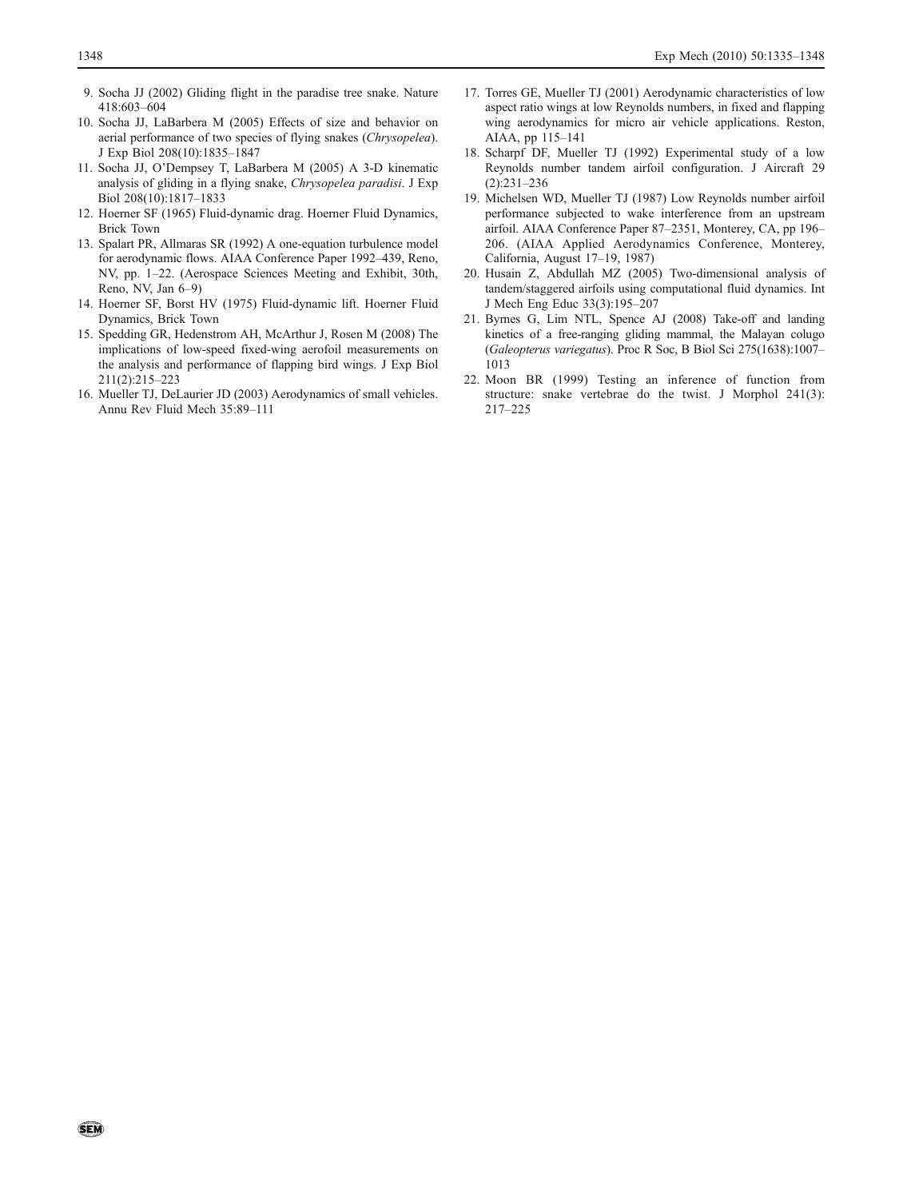9. Socha JJ (2002) Gliding flight in the paradise tree snake. Nature 418:603–604
10. Socha JJ, LaBarbera M (2005) Effects of size and behavior on aerial performance of two species of flying snakes (*Chrysopelea*). J Exp Biol 208(10):1835–1847
11. Socha JJ, O'Dempsey T, LaBarbera M (2005) A 3-D kinematic analysis of gliding in a flying snake, *Chrysopelea paradisi*. J Exp Biol 208(10):1817–1833
12. Hoerner SF (1965) Fluid-dynamic drag. Hoerner Fluid Dynamics, Brick Town
13. Spalart PR, Allmaras SR (1992) A one-equation turbulence model for aerodynamic flows. AIAA Conference Paper 1992–439, Reno, NV, pp. 1–22. (Aerospace Sciences Meeting and Exhibit, 30th, Reno, NV, Jan 6–9)
14. Hoerner SF, Borst HV (1975) Fluid-dynamic lift. Hoerner Fluid Dynamics, Brick Town
15. Spedding GR, Hedenstrom AH, McArthur J, Rosen M (2008) The implications of low-speed fixed-wing aerofoil measurements on the analysis and performance of flapping bird wings. J Exp Biol 211(2):215–223
16. Mueller TJ, DeLaurier JD (2003) Aerodynamics of small vehicles. Annu Rev Fluid Mech 35:89–111
17. Torres GE, Mueller TJ (2001) Aerodynamic characteristics of low aspect ratio wings at low Reynolds numbers, in fixed and flapping wing aerodynamics for micro air vehicle applications. Reston, AIAA, pp 115–141
18. Scharpf DF, Mueller TJ (1992) Experimental study of a low Reynolds number tandem airfoil configuration. J Aircraft 29 (2):231–236
19. Michelsen WD, Mueller TJ (1987) Low Reynolds number airfoil performance subjected to wake interference from an upstream airfoil. AIAA Conference Paper 87–2351, Monterey, CA, pp 196–206. (AIAA Applied Aerodynamics Conference, Monterey, California, August 17–19, 1987)
20. Husain Z, Abdullah MZ (2005) Two-dimensional analysis of tandem/staggered airfoils using computational fluid dynamics. Int J Mech Eng Educ 33(3):195–207
21. Byrnes G, Lim NTL, Spence AJ (2008) Take-off and landing kinetics of a free-ranging gliding mammal, the Malayan colugo (*Galeopterus variegatus*). Proc R Soc, B Biol Sci 275(1638):1007–1013
22. Moon BR (1999) Testing an inference of function from structure: snake vertebrae do the twist. J Morphol 241(3): 217–225